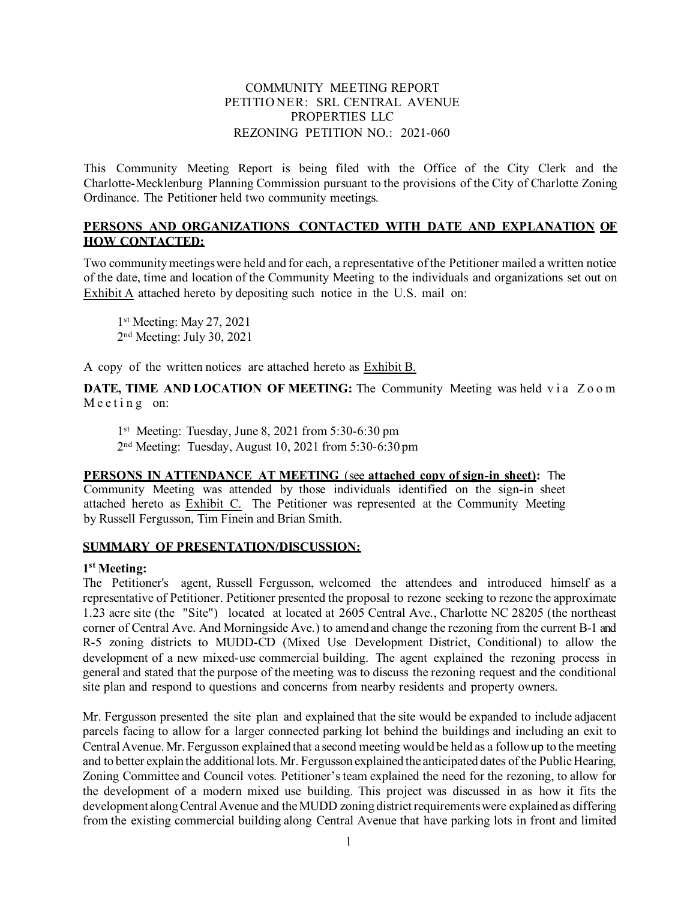COMMUNITY MEETING REPORT
PETITIONER: SRL CENTRAL AVENUE PROPERTIES LLC
REZONING PETITION NO.: 2021-060

This Community Meeting Report is being filed with the Office of the City Clerk and the Charlotte-Mecklenburg Planning Commission pursuant to the provisions of the City of Charlotte Zoning Ordinance. The Petitioner held two community meetings.

**PERSONS AND ORGANIZATIONS CONTACTED WITH DATE AND EXPLANATION OF HOW CONTACTED:**

Two community meetings were held and for each, a representative of the Petitioner mailed a written notice of the date, time and location of the Community Meeting to the individuals and organizations set out on Exhibit A attached hereto by depositing such notice in the U.S. mail on:

1st Meeting: May 27, 2021
2nd Meeting: July 30, 2021

A copy of the written notices are attached hereto as Exhibit B.

**DATE, TIME AND LOCATION OF MEETING:** The Community Meeting was held via Zoom Meeting on:

1st Meeting: Tuesday, June 8, 2021 from 5:30-6:30 pm
2nd Meeting: Tuesday, August 10, 2021 from 5:30-6:30 pm

**PERSONS IN ATTENDANCE AT MEETING (see attached copy of sign-in sheet):** The Community Meeting was attended by those individuals identified on the sign-in sheet attached hereto as Exhibit C. The Petitioner was represented at the Community Meeting by Russell Fergusson, Tim Finein and Brian Smith.

**SUMMARY OF PRESENTATION/DISCUSSION:**

**1st Meeting:**

The Petitioner's agent, Russell Fergusson, welcomed the attendees and introduced himself as a representative of Petitioner. Petitioner presented the proposal to rezone seeking to rezone the approximate 1.23 acre site (the "Site") located at located at 2605 Central Ave., Charlotte NC 28205 (the northeast corner of Central Ave. And Morningside Ave.) to amend and change the rezoning from the current B-1 and R-5 zoning districts to MUDD-CD (Mixed Use Development District, Conditional) to allow the development of a new mixed-use commercial building. The agent explained the rezoning process in general and stated that the purpose of the meeting was to discuss the rezoning request and the conditional site plan and respond to questions and concerns from nearby residents and property owners.

Mr. Fergusson presented the site plan and explained that the site would be expanded to include adjacent parcels facing to allow for a larger connected parking lot behind the buildings and including an exit to Central Avenue. Mr. Fergusson explained that a second meeting would be held as a follow up to the meeting and to better explain the additional lots. Mr. Fergusson explained the anticipated dates of the Public Hearing, Zoning Committee and Council votes. Petitioner's team explained the need for the rezoning, to allow for the development of a modern mixed use building. This project was discussed in as how it fits the development along Central Avenue and the MUDD zoning district requirements were explained as differing from the existing commercial building along Central Avenue that have parking lots in front and limited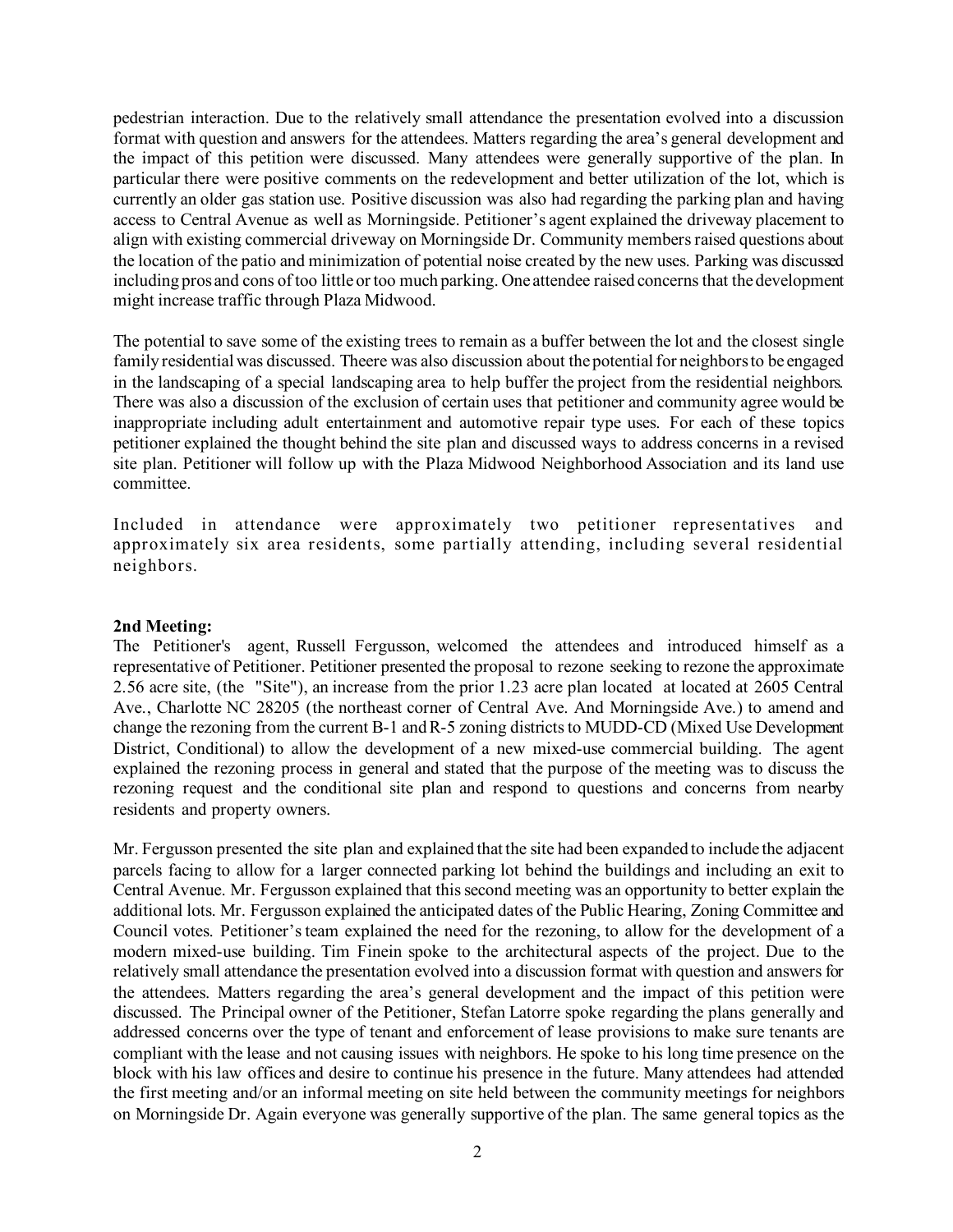pedestrian interaction. Due to the relatively small attendance the presentation evolved into a discussion format with question and answers for the attendees. Matters regarding the area's general development and the impact of this petition were discussed. Many attendees were generally supportive of the plan. In particular there were positive comments on the redevelopment and better utilization of the lot, which is currently an older gas station use. Positive discussion was also had regarding the parking plan and having access to Central Avenue as well as Morningside. Petitioner's agent explained the driveway placement to align with existing commercial driveway on Morningside Dr. Community members raised questions about the location of the patio and minimization of potential noise created by the new uses. Parking was discussed including pros and cons of too little or too much parking. One attendee raised concerns that the development might increase traffic through Plaza Midwood.

The potential to save some of the existing trees to remain as a buffer between the lot and the closest single family residential was discussed. Theere was also discussion about the potential for neighbors to be engaged in the landscaping of a special landscaping area to help buffer the project from the residential neighbors. There was also a discussion of the exclusion of certain uses that petitioner and community agree would be inappropriate including adult entertainment and automotive repair type uses. For each of these topics petitioner explained the thought behind the site plan and discussed ways to address concerns in a revised site plan. Petitioner will follow up with the Plaza Midwood Neighborhood Association and its land use committee.

Included in attendance were approximately two petitioner representatives and approximately six area residents, some partially attending, including several residential neighbors.

**2nd Meeting:**
The Petitioner's agent, Russell Fergusson, welcomed the attendees and introduced himself as a representative of Petitioner. Petitioner presented the proposal to rezone seeking to rezone the approximate 2.56 acre site, (the "Site"), an increase from the prior 1.23 acre plan located at located at 2605 Central Ave., Charlotte NC 28205 (the northeast corner of Central Ave. And Morningside Ave.) to amend and change the rezoning from the current B-1 and R-5 zoning districts to MUDD-CD (Mixed Use Development District, Conditional) to allow the development of a new mixed-use commercial building. The agent explained the rezoning process in general and stated that the purpose of the meeting was to discuss the rezoning request and the conditional site plan and respond to questions and concerns from nearby residents and property owners.

Mr. Fergusson presented the site plan and explained that the site had been expanded to include the adjacent parcels facing to allow for a larger connected parking lot behind the buildings and including an exit to Central Avenue. Mr. Fergusson explained that this second meeting was an opportunity to better explain the additional lots. Mr. Fergusson explained the anticipated dates of the Public Hearing, Zoning Committee and Council votes. Petitioner's team explained the need for the rezoning, to allow for the development of a modern mixed-use building. Tim Finein spoke to the architectural aspects of the project. Due to the relatively small attendance the presentation evolved into a discussion format with question and answers for the attendees. Matters regarding the area's general development and the impact of this petition were discussed. The Principal owner of the Petitioner, Stefan Latorre spoke regarding the plans generally and addressed concerns over the type of tenant and enforcement of lease provisions to make sure tenants are compliant with the lease and not causing issues with neighbors. He spoke to his long time presence on the block with his law offices and desire to continue his presence in the future. Many attendees had attended the first meeting and/or an informal meeting on site held between the community meetings for neighbors on Morningside Dr. Again everyone was generally supportive of the plan. The same general topics as the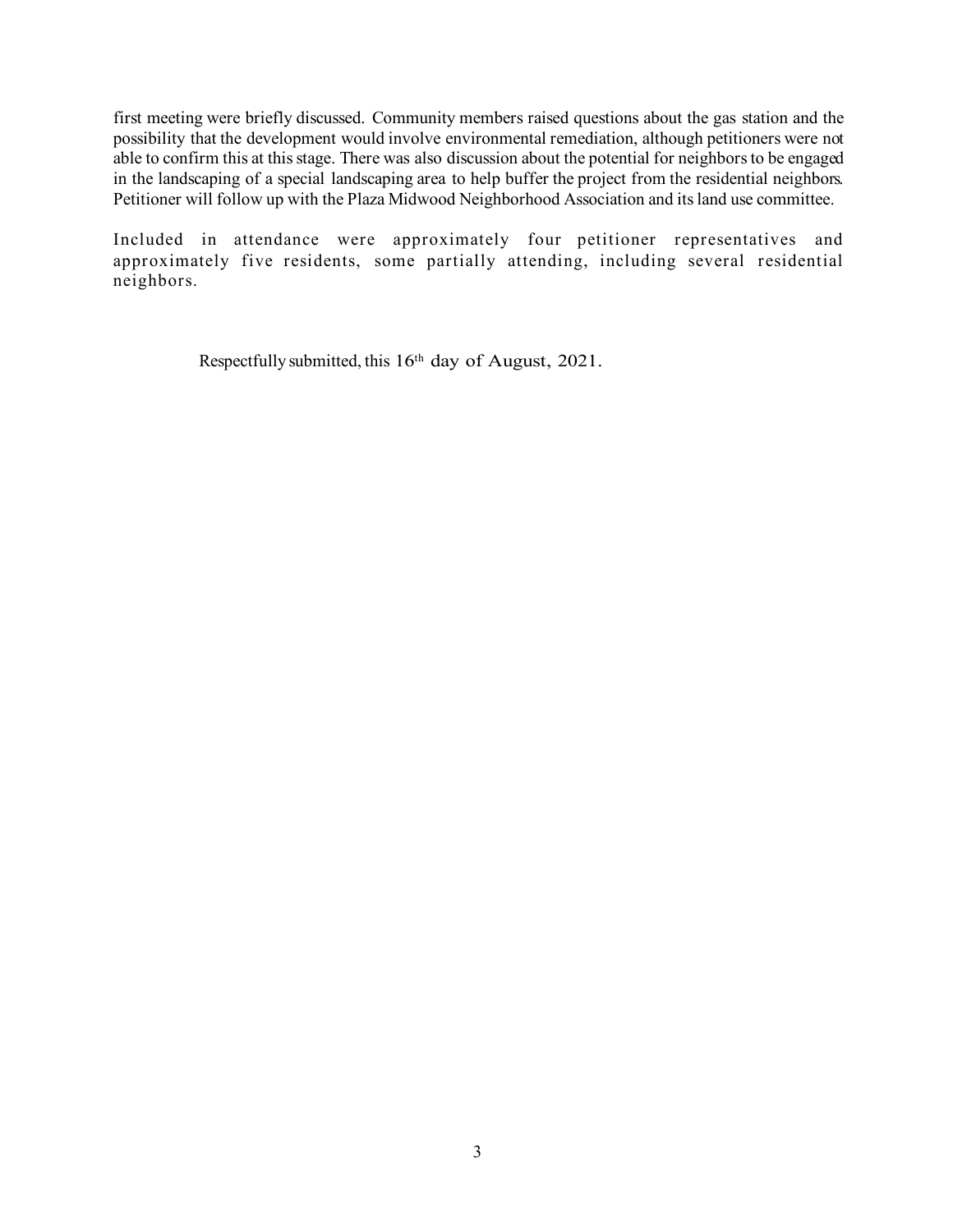first meeting were briefly discussed. Community members raised questions about the gas station and the possibility that the development would involve environmental remediation, although petitioners were not able to confirm this at this stage. There was also discussion about the potential for neighbors to be engaged in the landscaping of a special landscaping area to help buffer the project from the residential neighbors. Petitioner will follow up with the Plaza Midwood Neighborhood Association and its land use committee.

Included in attendance were approximately four petitioner representatives and approximately five residents, some partially attending, including several residential neighbors.

Respectfully submitted, this 16th day of August, 2021.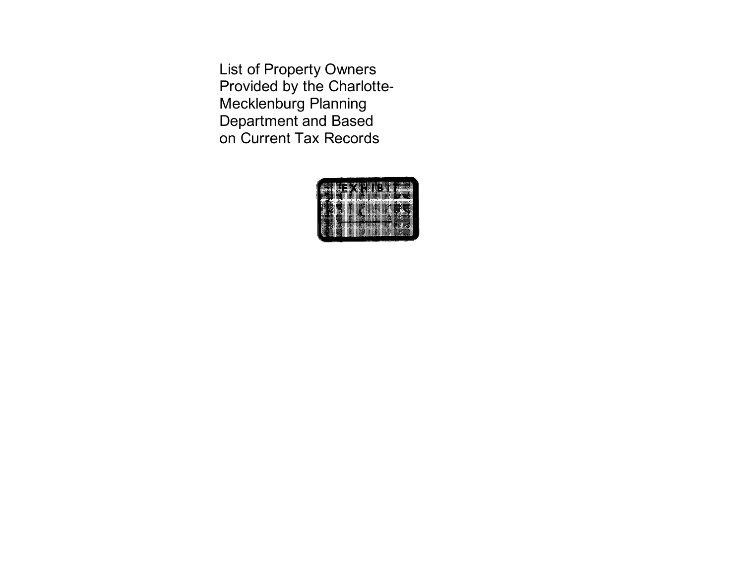List of Property Owners
Provided by the Charlotte-
Mecklenburg Planning
Department and Based
on Current Tax Records

EXHIBIT

A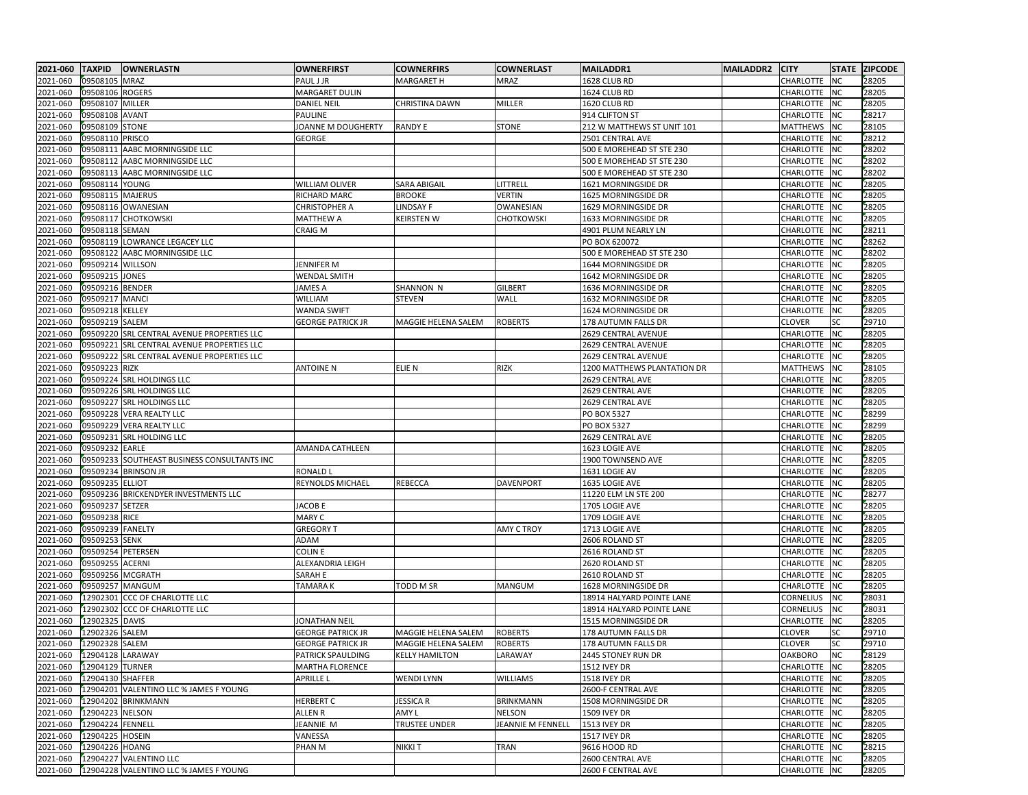| 2021-060 | TAXPID | OWNERLASTN | OWNERFIRST | COWNERFIRS | COWNERLAST | MAILADDR1 | MAILADDR2 | CITY | STATE | ZIPCODE |
|---|---|---|---|---|---|---|---|---|---|---|
| 2021-060 | 09508105 | MRAZ | PAUL J JR | MARGARET H | MRAZ | 1628 CLUB RD | | CHARLOTTE | NC | 28205 |
| 2021-060 | 09508106 | ROGERS | MARGARET DULIN | | | 1624 CLUB RD | | CHARLOTTE | NC | 28205 |
| 2021-060 | 09508107 | MILLER | DANIEL NEIL | CHRISTINA DAWN | MILLER | 1620 CLUB RD | | CHARLOTTE | NC | 28205 |
| 2021-060 | 09508108 | AVANT | PAULINE | | | 914 CLIFTON ST | | CHARLOTTE | NC | 28217 |
| 2021-060 | 09508109 | STONE | JOANNE M DOUGHERTY | RANDY E | STONE | 212 W MATTHEWS ST UNIT 101 | | MATTHEWS | NC | 28105 |
| 2021-060 | 09508110 | PRISCO | GEORGE | | | 2501 CENTRAL AVE | | CHARLOTTE | NC | 28212 |
| 2021-060 | 09508111 | AABC MORNINGSIDE LLC | | | | 500 E MOREHEAD ST STE 230 | | CHARLOTTE | NC | 28202 |
| 2021-060 | 09508112 | AABC MORNINGSIDE LLC | | | | 500 E MOREHEAD ST STE 230 | | CHARLOTTE | NC | 28202 |
| 2021-060 | 09508113 | AABC MORNINGSIDE LLC | | | | 500 E MOREHEAD ST STE 230 | | CHARLOTTE | NC | 28202 |
| 2021-060 | 09508114 | YOUNG | WILLIAM OLIVER | SARA ABIGAIL | LITTRELL | 1621 MORNINGSIDE DR | | CHARLOTTE | NC | 28205 |
| 2021-060 | 09508115 | MAJERUS | RICHARD MARC | BROOKE | VERTIN | 1625 MORNINGSIDE DR | | CHARLOTTE | NC | 28205 |
| 2021-060 | 09508116 | OWANESIAN | CHRISTOPHER A | LINDSAY F | OWANESIAN | 1629 MORNINGSIDE DR | | CHARLOTTE | NC | 28205 |
| 2021-060 | 09508117 | CHOTKOWSKI | MATTHEW A | KEIRSTEN W | CHOTKOWSKI | 1633 MORNINGSIDE DR | | CHARLOTTE | NC | 28205 |
| 2021-060 | 09508118 | SEMAN | CRAIG M | | | 4901 PLUM NEARLY LN | | CHARLOTTE | NC | 28211 |
| 2021-060 | 09508119 | LOWRANCE LEGACEY LLC | | | | PO BOX 620072 | | CHARLOTTE | NC | 28262 |
| 2021-060 | 09508122 | AABC MORNINGSIDE LLC | | | | 500 E MOREHEAD ST STE 230 | | CHARLOTTE | NC | 28202 |
| 2021-060 | 09509214 | WILLSON | JENNIFER M | | | 1644 MORNINGSIDE DR | | CHARLOTTE | NC | 28205 |
| 2021-060 | 09509215 | JONES | WENDAL SMITH | | | 1642 MORNINGSIDE DR | | CHARLOTTE | NC | 28205 |
| 2021-060 | 09509216 | BENDER | JAMES A | SHANNON N | GILBERT | 1636 MORNINGSIDE DR | | CHARLOTTE | NC | 28205 |
| 2021-060 | 09509217 | MANCI | WILLIAM | STEVEN | WALL | 1632 MORNINGSIDE DR | | CHARLOTTE | NC | 28205 |
| 2021-060 | 09509218 | KELLEY | WANDA SWIFT | | | 1624 MORNINGSIDE DR | | CHARLOTTE | NC | 28205 |
| 2021-060 | 09509219 | SALEM | GEORGE PATRICK JR | MAGGIE HELENA SALEM | ROBERTS | 178 AUTUMN FALLS DR | | CLOVER | SC | 29710 |
| 2021-060 | 09509220 | SRL CENTRAL AVENUE PROPERTIES LLC | | | | 2629 CENTRAL AVENUE | | CHARLOTTE | NC | 28205 |
| 2021-060 | 09509221 | SRL CENTRAL AVENUE PROPERTIES LLC | | | | 2629 CENTRAL AVENUE | | CHARLOTTE | NC | 28205 |
| 2021-060 | 09509222 | SRL CENTRAL AVENUE PROPERTIES LLC | | | | 2629 CENTRAL AVENUE | | CHARLOTTE | NC | 28205 |
| 2021-060 | 09509223 | RIZK | ANTOINE N | ELIE N | RIZK | 1200 MATTHEWS PLANTATION DR | | MATTHEWS | NC | 28105 |
| 2021-060 | 09509224 | SRL HOLDINGS LLC | | | | 2629 CENTRAL AVE | | CHARLOTTE | NC | 28205 |
| 2021-060 | 09509226 | SRL HOLDINGS LLC | | | | 2629 CENTRAL AVE | | CHARLOTTE | NC | 28205 |
| 2021-060 | 09509227 | SRL HOLDINGS LLC | | | | 2629 CENTRAL AVE | | CHARLOTTE | NC | 28205 |
| 2021-060 | 09509228 | VERA REALTY LLC | | | | PO BOX 5327 | | CHARLOTTE | NC | 28299 |
| 2021-060 | 09509229 | VERA REALTY LLC | | | | PO BOX 5327 | | CHARLOTTE | NC | 28299 |
| 2021-060 | 09509231 | SRL HOLDING LLC | | | | 2629 CENTRAL AVE | | CHARLOTTE | NC | 28205 |
| 2021-060 | 09509232 | EARLE | AMANDA CATHLEEN | | | 1623 LOGIE AVE | | CHARLOTTE | NC | 28205 |
| 2021-060 | 09509233 | SOUTHEAST BUSINESS CONSULTANTS INC | | | | 1900 TOWNSEND AVE | | CHARLOTTE | NC | 28205 |
| 2021-060 | 09509234 | BRINSON JR | RONALD L | | | 1631 LOGIE AV | | CHARLOTTE | NC | 28205 |
| 2021-060 | 09509235 | ELLIOT | REYNOLDS MICHAEL | REBECCA | DAVENPORT | 1635 LOGIE AVE | | CHARLOTTE | NC | 28205 |
| 2021-060 | 09509236 | BRICKENDYER INVESTMENTS LLC | | | | 11220 ELM LN STE 200 | | CHARLOTTE | NC | 28277 |
| 2021-060 | 09509237 | SETZER | JACOB E | | | 1705 LOGIE AVE | | CHARLOTTE | NC | 28205 |
| 2021-060 | 09509238 | RICE | MARY C | | | 1709 LOGIE AVE | | CHARLOTTE | NC | 28205 |
| 2021-060 | 09509239 | FANELTY | GREGORY T | | AMY C TROY | 1713 LOGIE AVE | | CHARLOTTE | NC | 28205 |
| 2021-060 | 09509253 | SENK | ADAM | | | 2606 ROLAND ST | | CHARLOTTE | NC | 28205 |
| 2021-060 | 09509254 | PETERSEN | COLIN E | | | 2616 ROLAND ST | | CHARLOTTE | NC | 28205 |
| 2021-060 | 09509255 | ACERNI | ALEXANDRIA LEIGH | | | 2620 ROLAND ST | | CHARLOTTE | NC | 28205 |
| 2021-060 | 09509256 | MCGRATH | SARAH E | | | 2610 ROLAND ST | | CHARLOTTE | NC | 28205 |
| 2021-060 | 09509257 | MANGUM | TAMARA K | TODD M SR | MANGUM | 1628 MORNINGSIDE DR | | CHARLOTTE | NC | 28205 |
| 2021-060 | 12902301 | CCC OF CHARLOTTE LLC | | | | 18914 HALYARD POINTE LANE | | CORNELIUS | NC | 28031 |
| 2021-060 | 12902302 | CCC OF CHARLOTTE LLC | | | | 18914 HALYARD POINTE LANE | | CORNELIUS | NC | 28031 |
| 2021-060 | 12902325 | DAVIS | JONATHAN NEIL | | | 1515 MORNINGSIDE DR | | CHARLOTTE | NC | 28205 |
| 2021-060 | 12902326 | SALEM | GEORGE PATRICK JR | MAGGIE HELENA SALEM | ROBERTS | 178 AUTUMN FALLS DR | | CLOVER | SC | 29710 |
| 2021-060 | 12902328 | SALEM | GEORGE PATRICK JR | MAGGIE HELENA SALEM | ROBERTS | 178 AUTUMN FALLS DR | | CLOVER | SC | 29710 |
| 2021-060 | 12904128 | LARAWAY | PATRICK SPAULDING | KELLY HAMILTON | LARAWAY | 2445 STONEY RUN DR | | OAKBORO | NC | 28129 |
| 2021-060 | 12904129 | TURNER | MARTHA FLORENCE | | | 1512 IVEY DR | | CHARLOTTE | NC | 28205 |
| 2021-060 | 12904130 | SHAFFER | APRILLE L | WENDI LYNN | WILLIAMS | 1518 IVEY DR | | CHARLOTTE | NC | 28205 |
| 2021-060 | 12904201 | VALENTINO LLC % JAMES F YOUNG | | | | 2600-F CENTRAL AVE | | CHARLOTTE | NC | 28205 |
| 2021-060 | 12904202 | BRINKMANN | HERBERT C | JESSICA R | BRINKMANN | 1508 MORNINGSIDE DR | | CHARLOTTE | NC | 28205 |
| 2021-060 | 12904223 | NELSON | ALLEN R | AMY L | NELSON | 1509 IVEY DR | | CHARLOTTE | NC | 28205 |
| 2021-060 | 12904224 | FENNELL | JEANNIE M | TRUSTEE UNDER | JEANNIE M FENNELL | 1513 IVEY DR | | CHARLOTTE | NC | 28205 |
| 2021-060 | 12904225 | HOSEIN | VANESSA | | | 1517 IVEY DR | | CHARLOTTE | NC | 28205 |
| 2021-060 | 12904226 | HOANG | PHAN M | NIKKI T | TRAN | 9616 HOOD RD | | CHARLOTTE | NC | 28215 |
| 2021-060 | 12904227 | VALENTINO LLC | | | | 2600 CENTRAL AVE | | CHARLOTTE | NC | 28205 |
| 2021-060 | 12904228 | VALENTINO LLC % JAMES F YOUNG | | | | 2600 F CENTRAL AVE | | CHARLOTTE | NC | 28205 |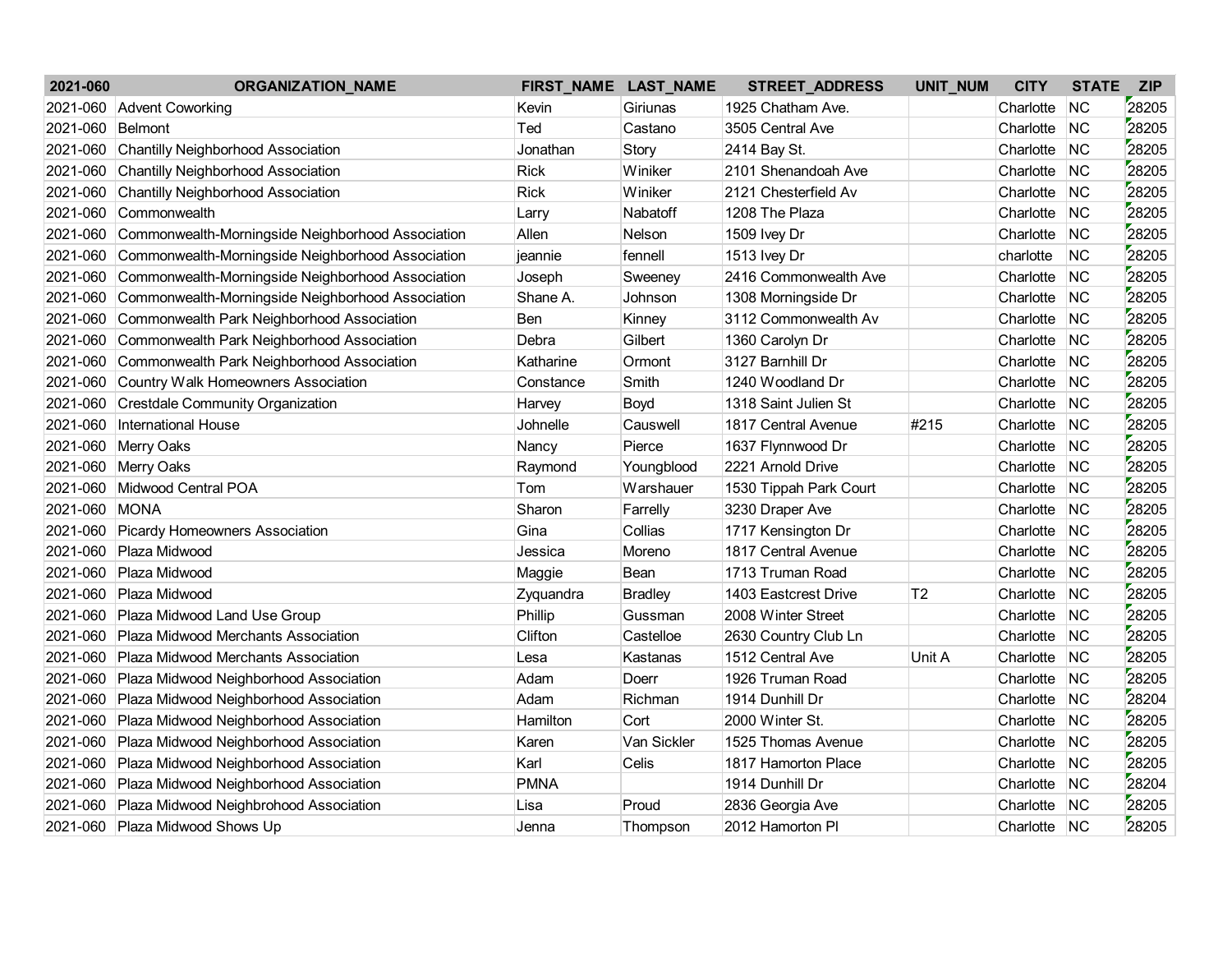| 2021-060 | ORGANIZATION_NAME | FIRST_NAME | LAST_NAME | STREET_ADDRESS | UNIT_NUM | CITY | STATE | ZIP |
|---|---|---|---|---|---|---|---|---|
| 2021-060 | Advent Coworking | Kevin | Giriunas | 1925 Chatham Ave. | | Charlotte | NC | 28205 |
| 2021-060 | Belmont | Ted | Castano | 3505 Central Ave | | Charlotte | NC | 28205 |
| 2021-060 | Chantilly Neighborhood Association | Jonathan | Story | 2414 Bay St. | | Charlotte | NC | 28205 |
| 2021-060 | Chantilly Neighborhood Association | Rick | Winiker | 2101 Shenandoah Ave | | Charlotte | NC | 28205 |
| 2021-060 | Chantilly Neighborhood Association | Rick | Winiker | 2121 Chesterfield Av | | Charlotte | NC | 28205 |
| 2021-060 | Commonwealth | Larry | Nabatoff | 1208 The Plaza | | Charlotte | NC | 28205 |
| 2021-060 | Commonwealth-Morningside Neighborhood Association | Allen | Nelson | 1509 Ivey Dr | | Charlotte | NC | 28205 |
| 2021-060 | Commonwealth-Morningside Neighborhood Association | jeannie | fennell | 1513 Ivey Dr | | charlotte | NC | 28205 |
| 2021-060 | Commonwealth-Morningside Neighborhood Association | Joseph | Sweeney | 2416 Commonwealth Ave | | Charlotte | NC | 28205 |
| 2021-060 | Commonwealth-Morningside Neighborhood Association | Shane A. | Johnson | 1308 Morningside Dr | | Charlotte | NC | 28205 |
| 2021-060 | Commonwealth Park Neighborhood Association | Ben | Kinney | 3112 Commonwealth Av | | Charlotte | NC | 28205 |
| 2021-060 | Commonwealth Park Neighborhood Association | Debra | Gilbert | 1360 Carolyn Dr | | Charlotte | NC | 28205 |
| 2021-060 | Commonwealth Park Neighborhood Association | Katharine | Ormont | 3127 Barnhill Dr | | Charlotte | NC | 28205 |
| 2021-060 | Country Walk Homeowners Association | Constance | Smith | 1240 Woodland Dr | | Charlotte | NC | 28205 |
| 2021-060 | Crestdale Community Organization | Harvey | Boyd | 1318 Saint Julien St | | Charlotte | NC | 28205 |
| 2021-060 | International House | Johnelle | Causwell | 1817 Central Avenue | #215 | Charlotte | NC | 28205 |
| 2021-060 | Merry Oaks | Nancy | Pierce | 1637 Flynnwood Dr | | Charlotte | NC | 28205 |
| 2021-060 | Merry Oaks | Raymond | Youngblood | 2221 Arnold Drive | | Charlotte | NC | 28205 |
| 2021-060 | Midwood Central POA | Tom | Warshauer | 1530 Tippah Park Court | | Charlotte | NC | 28205 |
| 2021-060 | MONA | Sharon | Farrelly | 3230 Draper Ave | | Charlotte | NC | 28205 |
| 2021-060 | Picardy Homeowners Association | Gina | Collias | 1717 Kensington Dr | | Charlotte | NC | 28205 |
| 2021-060 | Plaza Midwood | Jessica | Moreno | 1817 Central Avenue | | Charlotte | NC | 28205 |
| 2021-060 | Plaza Midwood | Maggie | Bean | 1713 Truman Road | | Charlotte | NC | 28205 |
| 2021-060 | Plaza Midwood | Zyquandra | Bradley | 1403 Eastcrest Drive | T2 | Charlotte | NC | 28205 |
| 2021-060 | Plaza Midwood Land Use Group | Phillip | Gussman | 2008 Winter Street | | Charlotte | NC | 28205 |
| 2021-060 | Plaza Midwood Merchants Association | Clifton | Castelloe | 2630 Country Club Ln | | Charlotte | NC | 28205 |
| 2021-060 | Plaza Midwood Merchants Association | Lesa | Kastanas | 1512 Central Ave | Unit A | Charlotte | NC | 28205 |
| 2021-060 | Plaza Midwood Neighborhood Association | Adam | Doerr | 1926 Truman Road | | Charlotte | NC | 28205 |
| 2021-060 | Plaza Midwood Neighborhood Association | Adam | Richman | 1914 Dunhill Dr | | Charlotte | NC | 28204 |
| 2021-060 | Plaza Midwood Neighborhood Association | Hamilton | Cort | 2000 Winter St. | | Charlotte | NC | 28205 |
| 2021-060 | Plaza Midwood Neighborhood Association | Karen | Van Sickler | 1525 Thomas Avenue | | Charlotte | NC | 28205 |
| 2021-060 | Plaza Midwood Neighborhood Association | Karl | Celis | 1817 Hamorton Place | | Charlotte | NC | 28205 |
| 2021-060 | Plaza Midwood Neighborhood Association | PMNA | | 1914 Dunhill Dr | | Charlotte | NC | 28204 |
| 2021-060 | Plaza Midwood Neighbrohood Association | Lisa | Proud | 2836 Georgia Ave | | Charlotte | NC | 28205 |
| 2021-060 | Plaza Midwood Shows Up | Jenna | Thompson | 2012 Hamorton Pl | | Charlotte | NC | 28205 |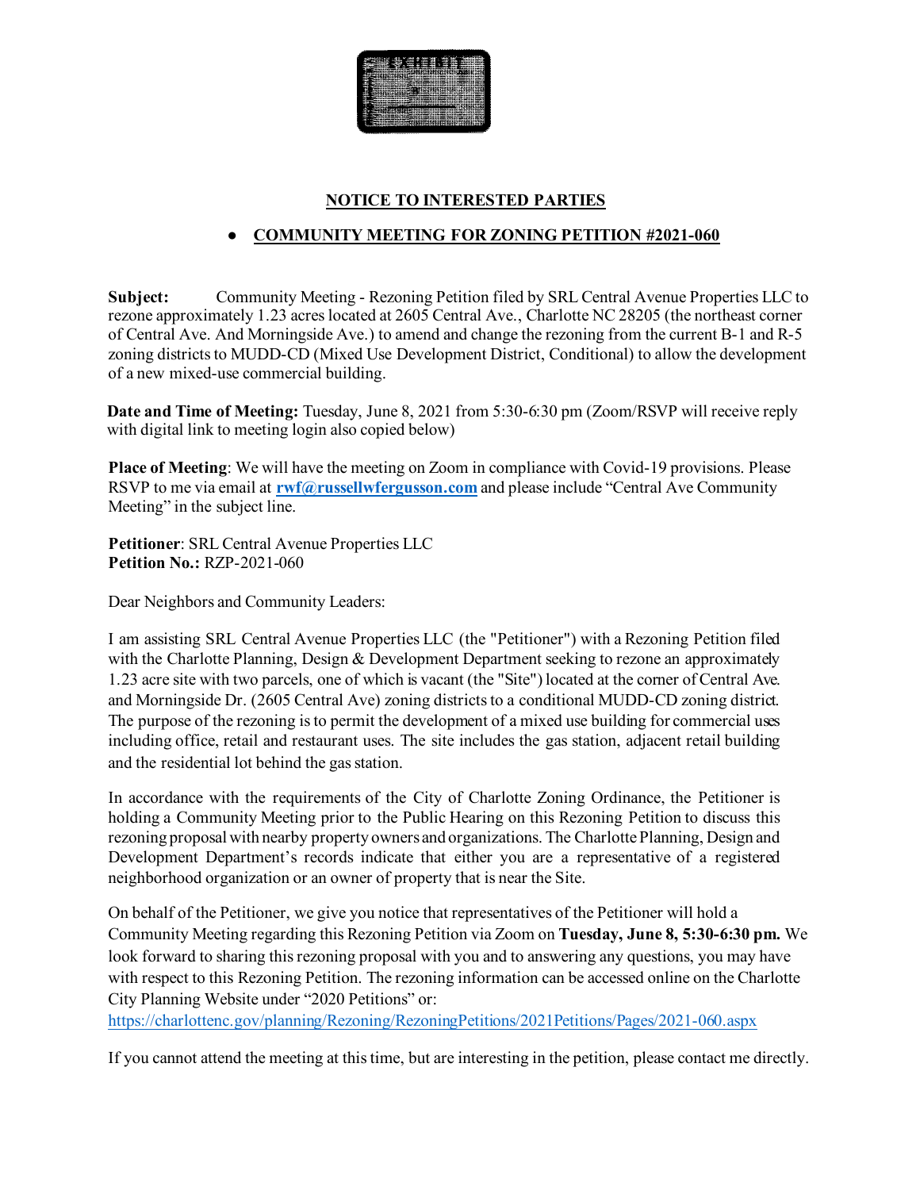## NOTICE TO INTERESTED PARTIES

- **COMMUNITY MEETING FOR ZONING PETITION #2021-060**

**Subject:** Community Meeting - Rezoning Petition filed by SRL Central Avenue Properties LLC to rezone approximately 1.23 acres located at 2605 Central Ave., Charlotte NC 28205 (the northeast corner of Central Ave. And Morningside Ave.) to amend and change the rezoning from the current B-1 and R-5 zoning districts to MUDD-CD (Mixed Use Development District, Conditional) to allow the development of a new mixed-use commercial building.

**Date and Time of Meeting:** Tuesday, June 8, 2021 from 5:30-6:30 pm (Zoom/RSVP will receive reply with digital link to meeting login also copied below)

**Place of Meeting**: We will have the meeting on Zoom in compliance with Covid-19 provisions. Please RSVP to me via email at **rwf@russellwfergusson.com** and please include "Central Ave Community Meeting" in the subject line.

**Petitioner**: SRL Central Avenue Properties LLC
**Petition No.:** RZP-2021-060

Dear Neighbors and Community Leaders:

I am assisting SRL Central Avenue Properties LLC (the "Petitioner") with a Rezoning Petition filed with the Charlotte Planning, Design & Development Department seeking to rezone an approximately 1.23 acre site with two parcels, one of which is vacant (the "Site") located at the corner of Central Ave. and Morningside Dr. (2605 Central Ave) zoning districts to a conditional MUDD-CD zoning district. The purpose of the rezoning is to permit the development of a mixed use building for commercial uses including office, retail and restaurant uses. The site includes the gas station, adjacent retail building and the residential lot behind the gas station.

In accordance with the requirements of the City of Charlotte Zoning Ordinance, the Petitioner is holding a Community Meeting prior to the Public Hearing on this Rezoning Petition to discuss this rezoning proposal with nearby property owners and organizations. The Charlotte Planning, Design and Development Department's records indicate that either you are a representative of a registered neighborhood organization or an owner of property that is near the Site.

On behalf of the Petitioner, we give you notice that representatives of the Petitioner will hold a Community Meeting regarding this Rezoning Petition via Zoom on **Tuesday, June 8, 5:30-6:30 pm.** We look forward to sharing this rezoning proposal with you and to answering any questions, you may have with respect to this Rezoning Petition. The rezoning information can be accessed online on the Charlotte City Planning Website under "2020 Petitions" or:
https://charlottenc.gov/planning/Rezoning/RezoningPetitions/2021Petitions/Pages/2021-060.aspx

If you cannot attend the meeting at this time, but are interesting in the petition, please contact me directly.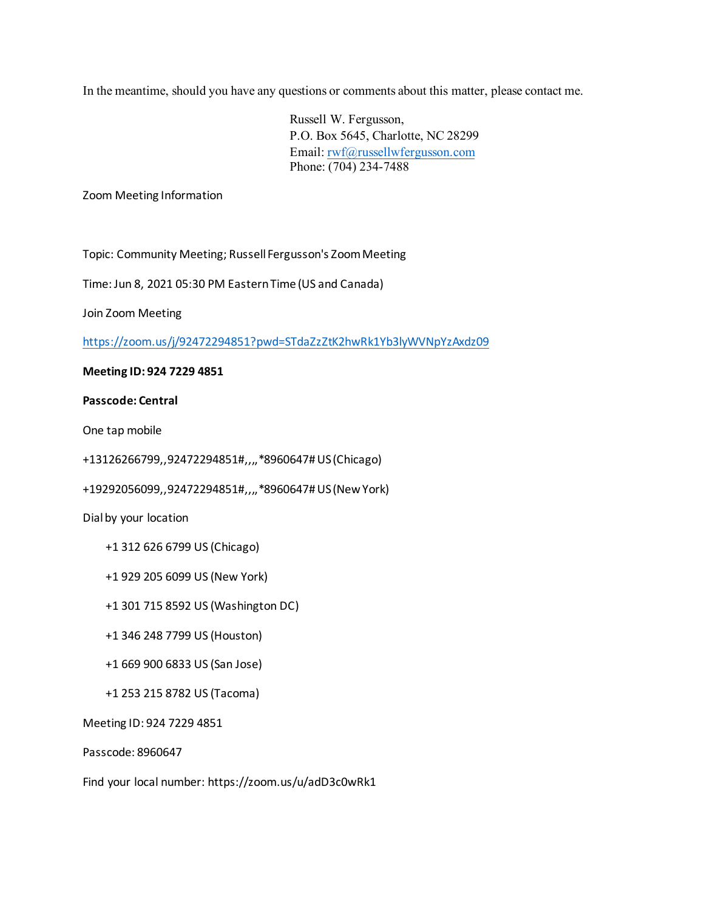In the meantime, should you have any questions or comments about this matter, please contact me.

Russell W. Fergusson,  
P.O. Box 5645, Charlotte, NC 28299  
Email: rwf@russellwfergusson.com  
Phone: (704) 234-7488

Zoom Meeting Information

Topic: Community Meeting; Russell Fergusson's Zoom Meeting

Time: Jun 8, 2021 05:30 PM Eastern Time (US and Canada)

Join Zoom Meeting

https://zoom.us/j/92472294851?pwd=STdaZzZtK2hwRk1Yb3lyWVNpYzAxdz09

**Meeting ID: 924 7229 4851**

**Passcode: Central**

One tap mobile

+13126266799,,92472294851#,,,,*8960647# US (Chicago)

+19292056099,,92472294851#,,,,*8960647# US (New York)

Dial by your location

- +1 312 626 6799 US (Chicago)
- +1 929 205 6099 US (New York)
- +1 301 715 8592 US (Washington DC)
- +1 346 248 7799 US (Houston)
- +1 669 900 6833 US (San Jose)
- +1 253 215 8782 US (Tacoma)

Meeting ID: 924 7229 4851

Passcode: 8960647

Find your local number: https://zoom.us/u/adD3c0wRk1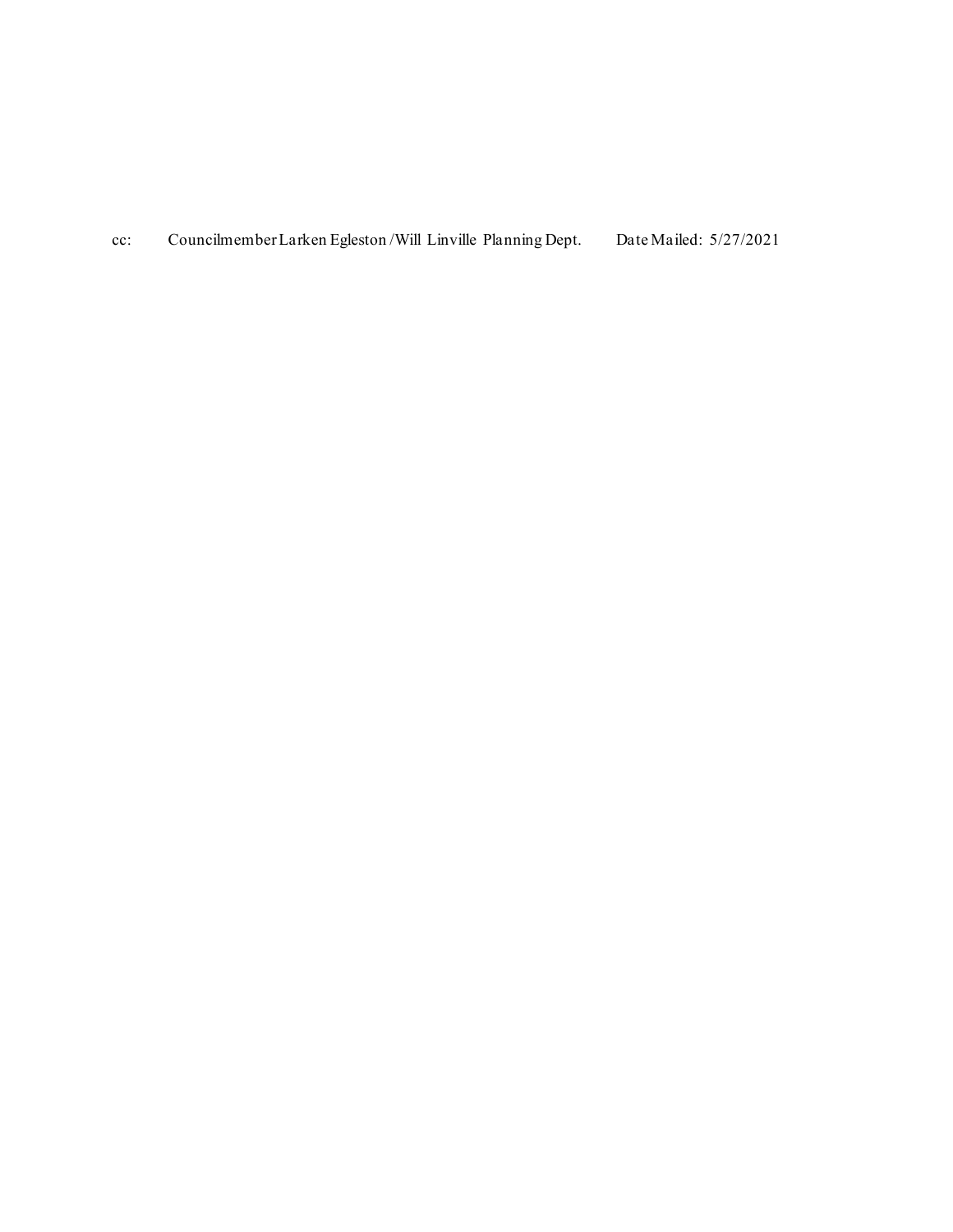cc: Councilmember Larken Egleston /Will Linville Planning Dept. Date Mailed: 5/27/2021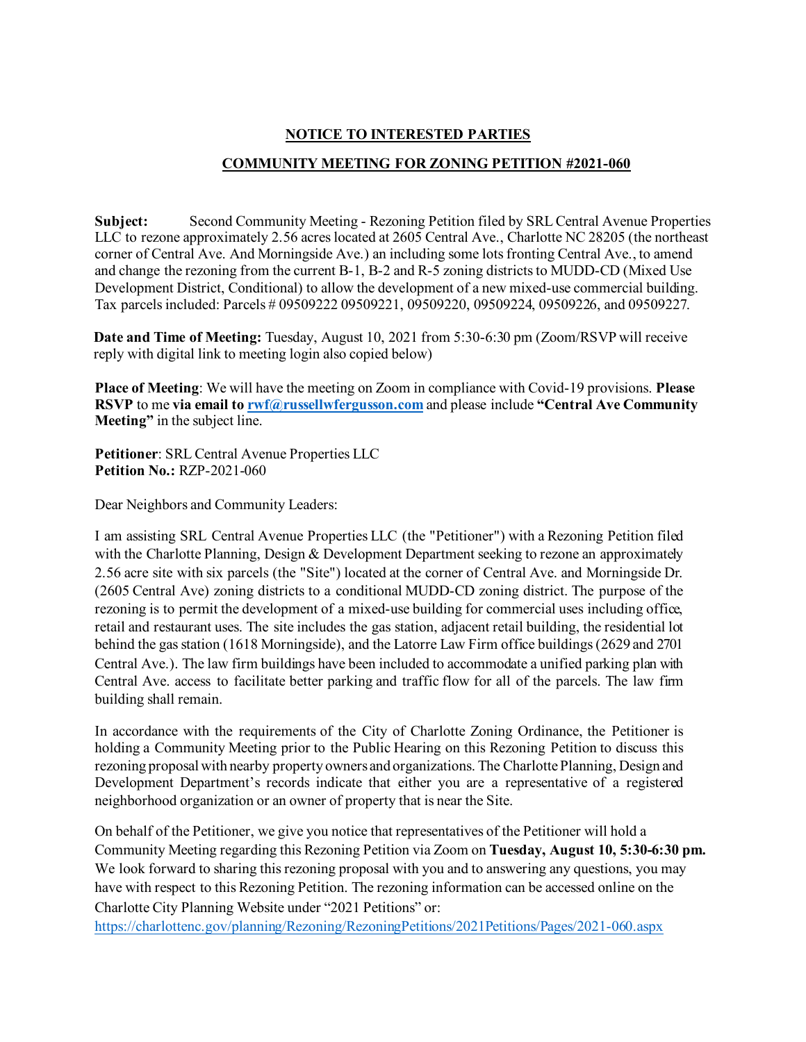**NOTICE TO INTERESTED PARTIES**

**COMMUNITY MEETING FOR ZONING PETITION #2021-060**

**Subject:** Second Community Meeting - Rezoning Petition filed by SRL Central Avenue Properties LLC to rezone approximately 2.56 acres located at 2605 Central Ave., Charlotte NC 28205 (the northeast corner of Central Ave. And Morningside Ave.) an including some lots fronting Central Ave., to amend and change the rezoning from the current B-1, B-2 and R-5 zoning districts to MUDD-CD (Mixed Use Development District, Conditional) to allow the development of a new mixed-use commercial building. Tax parcels included: Parcels # 09509222 09509221, 09509220, 09509224, 09509226, and 09509227.

**Date and Time of Meeting:** Tuesday, August 10, 2021 from 5:30-6:30 pm (Zoom/RSVP will receive reply with digital link to meeting login also copied below)

**Place of Meeting**: We will have the meeting on Zoom in compliance with Covid-19 provisions. **Please RSVP** to me **via email to rwf@russellwfergusson.com** and please include **"Central Ave Community Meeting"** in the subject line.

**Petitioner**: SRL Central Avenue Properties LLC
**Petition No.:** RZP-2021-060

Dear Neighbors and Community Leaders:

I am assisting SRL Central Avenue Properties LLC (the "Petitioner") with a Rezoning Petition filed with the Charlotte Planning, Design & Development Department seeking to rezone an approximately 2.56 acre site with six parcels (the "Site") located at the corner of Central Ave. and Morningside Dr. (2605 Central Ave) zoning districts to a conditional MUDD-CD zoning district. The purpose of the rezoning is to permit the development of a mixed-use building for commercial uses including office, retail and restaurant uses. The site includes the gas station, adjacent retail building, the residential lot behind the gas station (1618 Morningside), and the Latorre Law Firm office buildings (2629 and 2701 Central Ave.). The law firm buildings have been included to accommodate a unified parking plan with Central Ave. access to facilitate better parking and traffic flow for all of the parcels. The law firm building shall remain.

In accordance with the requirements of the City of Charlotte Zoning Ordinance, the Petitioner is holding a Community Meeting prior to the Public Hearing on this Rezoning Petition to discuss this rezoning proposal with nearby property owners and organizations. The Charlotte Planning, Design and Development Department's records indicate that either you are a representative of a registered neighborhood organization or an owner of property that is near the Site.

On behalf of the Petitioner, we give you notice that representatives of the Petitioner will hold a Community Meeting regarding this Rezoning Petition via Zoom on **Tuesday, August 10, 5:30-6:30 pm.** We look forward to sharing this rezoning proposal with you and to answering any questions, you may have with respect to this Rezoning Petition. The rezoning information can be accessed online on the Charlotte City Planning Website under "2021 Petitions" or:
https://charlottenc.gov/planning/Rezoning/RezoningPetitions/2021Petitions/Pages/2021-060.aspx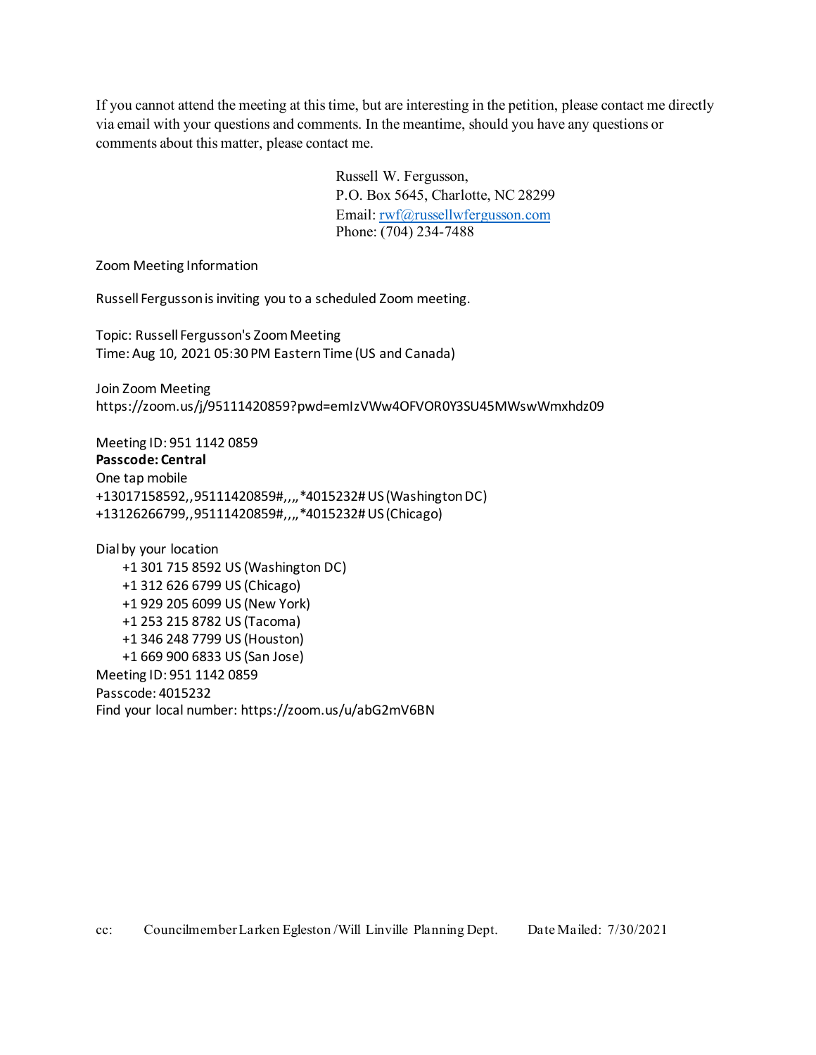If you cannot attend the meeting at this time, but are interesting in the petition, please contact me directly via email with your questions and comments. In the meantime, should you have any questions or comments about this matter, please contact me.

Russell W. Fergusson,
P.O. Box 5645, Charlotte, NC 28299
Email: rwf@russellwfergusson.com
Phone: (704) 234-7488

Zoom Meeting Information

Russell Fergusson is inviting you to a scheduled Zoom meeting.

Topic: Russell Fergusson's Zoom Meeting
Time: Aug 10, 2021 05:30 PM Eastern Time (US and Canada)

Join Zoom Meeting
https://zoom.us/j/95111420859?pwd=emIzVWw4OFVOR0Y3SU45MWswWmxhdz09

Meeting ID: 951 1142 0859
**Passcode: Central**
One tap mobile
+13017158592,,95111420859#,,,,*4015232# US (Washington DC)
+13126266799,,95111420859#,,,,*4015232# US (Chicago)

Dial by your location
- +1 301 715 8592 US (Washington DC)
- +1 312 626 6799 US (Chicago)
- +1 929 205 6099 US (New York)
- +1 253 215 8782 US (Tacoma)
- +1 346 248 7799 US (Houston)
- +1 669 900 6833 US (San Jose)

Meeting ID: 951 1142 0859
Passcode: 4015232
Find your local number: https://zoom.us/u/abG2mV6BN

cc: Councilmember Larken Egleston /Will Linville Planning Dept. Date Mailed: 7/30/2021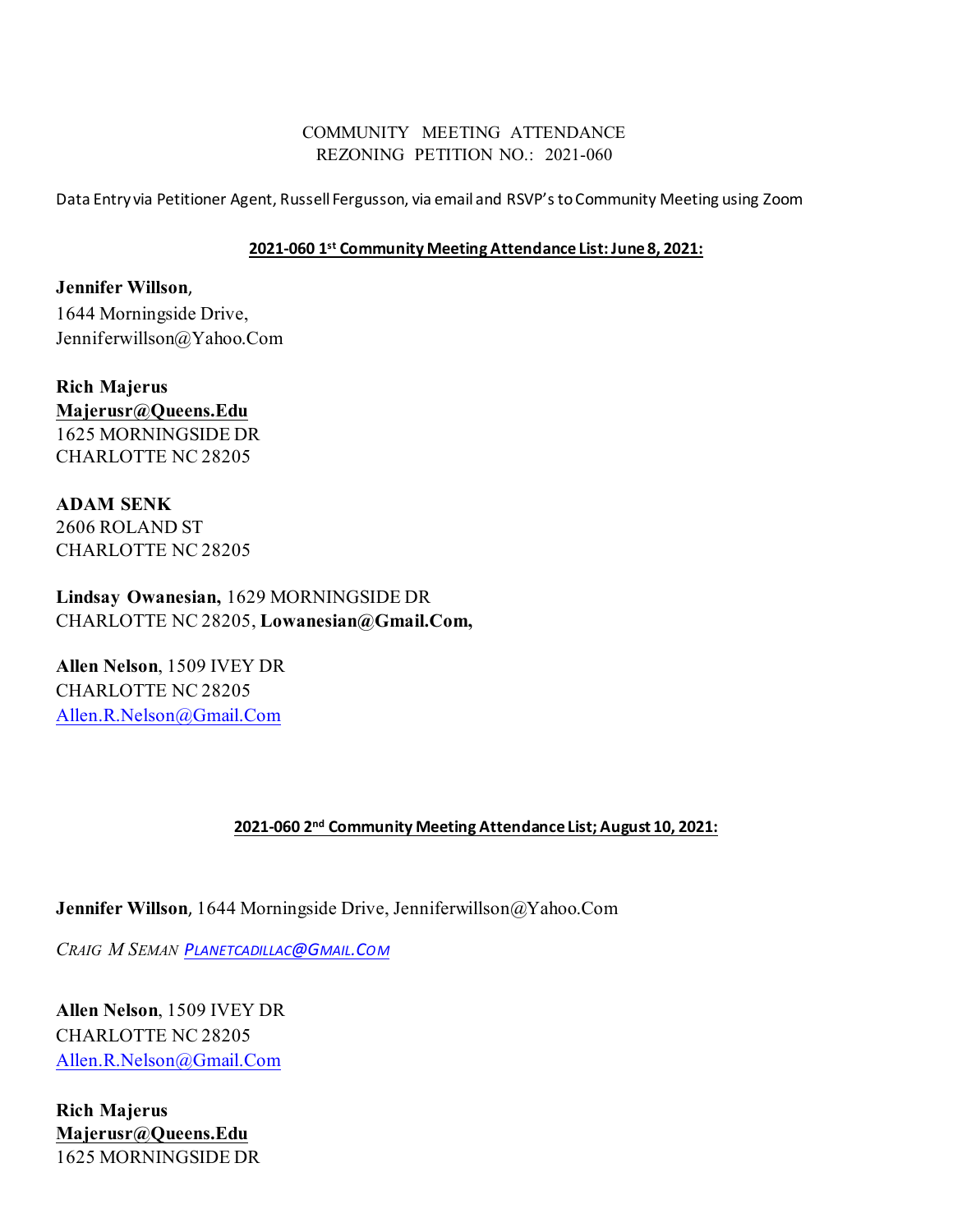COMMUNITY MEETING ATTENDANCE
REZONING PETITION NO.: 2021-060

Data Entry via Petitioner Agent, Russell Fergusson, via email and RSVP's to Community Meeting using Zoom

**2021-060 1st Community Meeting Attendance List: June 8, 2021:**

**Jennifer Willson**,
1644 Morningside Drive,
Jenniferwillson@Yahoo.Com

**Rich Majerus**
**Majerusr@Queens.Edu**
1625 MORNINGSIDE DR
CHARLOTTE NC 28205

**ADAM SENK**
2606 ROLAND ST
CHARLOTTE NC 28205

**Lindsay Owanesian,** 1629 MORNINGSIDE DR
CHARLOTTE NC 28205, **Lowanesian@Gmail.Com,**

**Allen Nelson**, 1509 IVEY DR
CHARLOTTE NC 28205
Allen.R.Nelson@Gmail.Com

**2021-060 2nd Community Meeting Attendance List; August 10, 2021:**

**Jennifer Willson**, 1644 Morningside Drive, Jenniferwillson@Yahoo.Com

*CRAIG M SEMAN* *PLANETCADILLAC@GMAIL.COM*

**Allen Nelson**, 1509 IVEY DR
CHARLOTTE NC 28205
Allen.R.Nelson@Gmail.Com

**Rich Majerus**
**Majerusr@Queens.Edu**
1625 MORNINGSIDE DR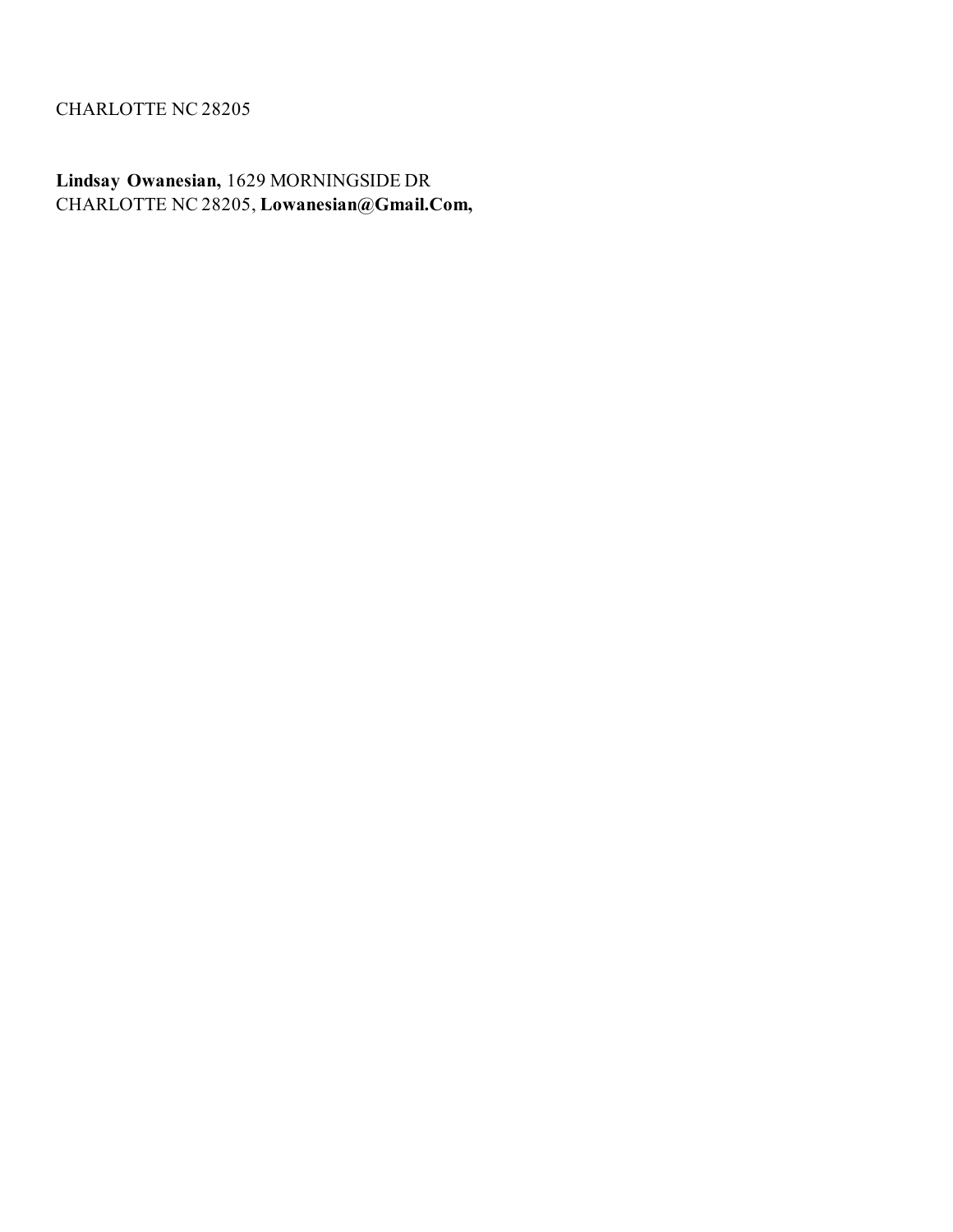CHARLOTTE NC 28205

**Lindsay Owanesian,** 1629 MORNINGSIDE DR
CHARLOTTE NC 28205, **Lowanesian@Gmail.Com,**